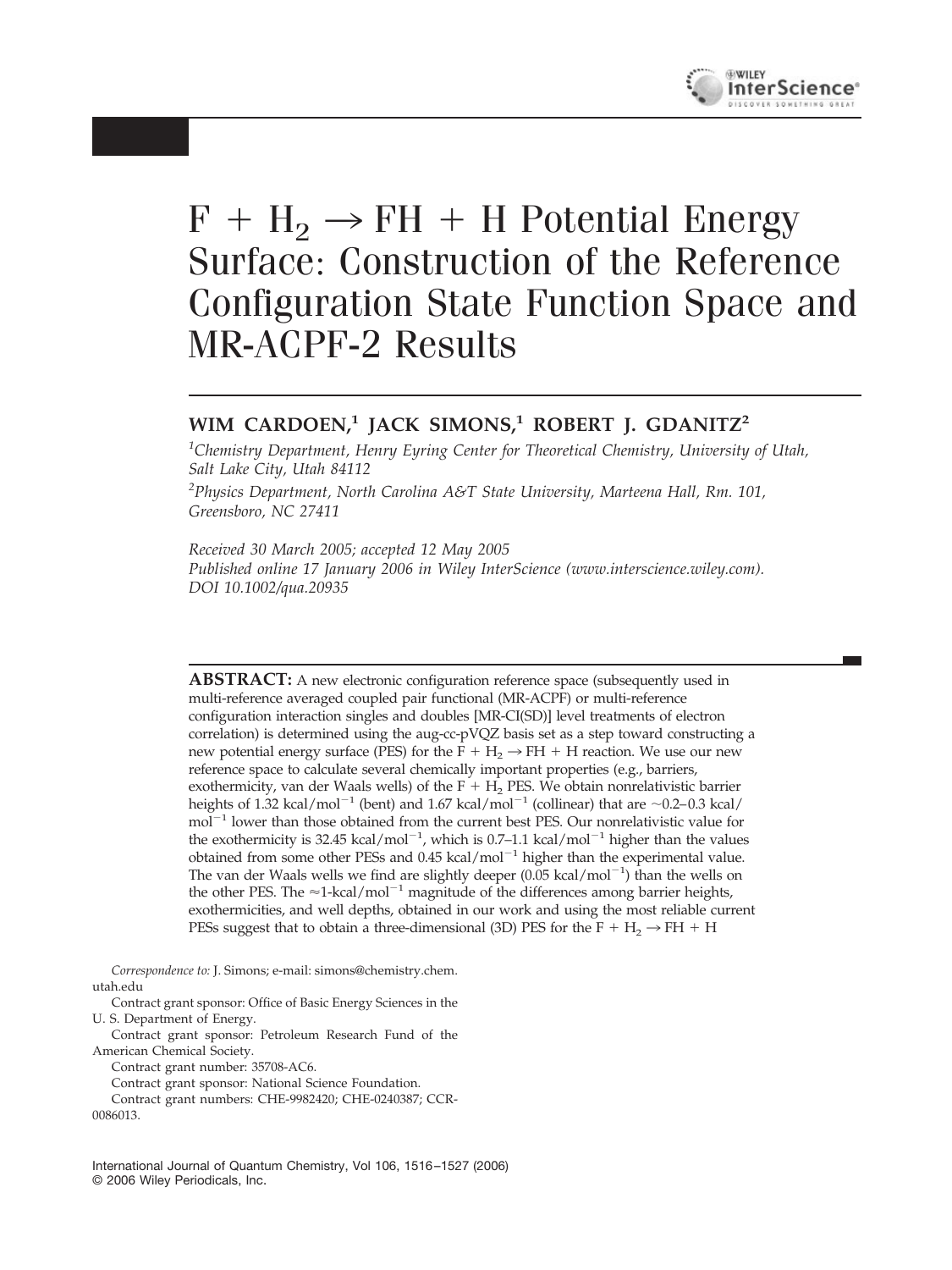# $F + H_2 \rightarrow FH + H$ Potential Energy Surface: Construction of the Reference Configuration State Function Space and MR-ACPF-2 Results

**WIM CARDOEN,[1] JACK SIMONS,[1] ROBERT J. GDANITZ[2]**

[1]*Chemistry Department, Henry Eyring Center for Theoretical Chemistry, University of Utah, Salt Lake City, Utah 84112*

[2]*Physics Department, North Carolina A&T State University, Marteena Hall, Rm. 101, Greensboro, NC 27411*

*Received 30 March 2005; accepted 12 May 2005*
*Published online 17 January 2006 in Wiley InterScience (www.interscience.wiley.com). DOI 10.1002/qua.20935*

**ABSTRACT:** A new electronic configuration reference space (subsequently used in multi-reference averaged coupled pair functional (MR-ACPF) or multi-reference configuration interaction singles and doubles [MR-CI(SD)] level treatments of electron correlation) is determined using the aug-cc-pVQZ basis set as a step toward constructing a new potential energy surface (PES) for the $F + H_2 \rightarrow FH + H$ reaction. We use our new reference space to calculate several chemically important properties (e.g., barriers, exothermicity, van der Waals wells) of the $F + H_2$ PES. We obtain nonrelativistic barrier heights of 1.32 kcal/mol$^{-1}$ (bent) and 1.67 kcal/mol$^{-1}$ (collinear) that are ~0.2–0.3 kcal/mol$^{-1}$ lower than those obtained from the current best PES. Our nonrelativistic value for the exothermicity is 32.45 kcal/mol$^{-1}$, which is 0.7–1.1 kcal/mol$^{-1}$ higher than the values obtained from some other PESs and 0.45 kcal/mol$^{-1}$ higher than the experimental value. The van der Waals wells we find are slightly deeper (0.05 kcal/mol$^{-1}$) than the wells on the other PES. The ≈1-kcal/mol$^{-1}$ magnitude of the differences among barrier heights, exothermicities, and well depths, obtained in our work and using the most reliable current PESs suggest that to obtain a three-dimensional (3D) PES for the $F + H_2 \rightarrow FH + H$

*Correspondence to:* J. Simons; e-mail: simons@chemistry.chem.utah.edu

Contract grant sponsor: Office of Basic Energy Sciences in the U. S. Department of Energy.

Contract grant sponsor: Petroleum Research Fund of the American Chemical Society.

Contract grant number: 35708-AC6.

Contract grant sponsor: National Science Foundation.

Contract grant numbers: CHE-9982420; CHE-0240387; CCR-0086013.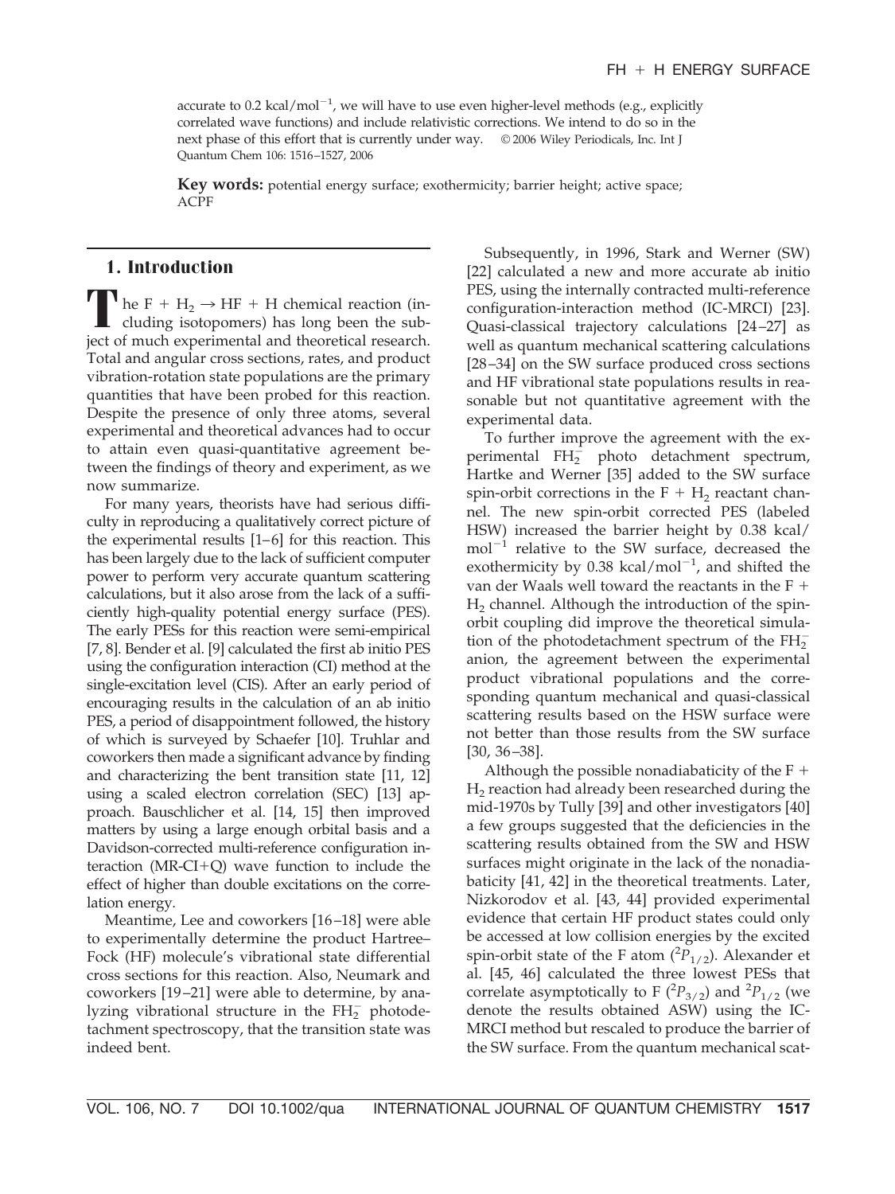accurate to 0.2 kcal/mol$^{-1}$, we will have to use even higher-level methods (e.g., explicitly correlated wave functions) and include relativistic corrections. We intend to do so in the next phase of this effort that is currently under way. © 2006 Wiley Periodicals, Inc. Int J Quantum Chem 106: 1516–1527, 2006

**Key words:** potential energy surface; exothermicity; barrier height; active space; ACPF

## 1. Introduction

The $F + H_2 \rightarrow HF + H$ chemical reaction (including isotopomers) has long been the subject of much experimental and theoretical research. Total and angular cross sections, rates, and product vibration-rotation state populations are the primary quantities that have been probed for this reaction. Despite the presence of only three atoms, several experimental and theoretical advances had to occur to attain even quasi-quantitative agreement between the findings of theory and experiment, as we now summarize.

For many years, theorists have had serious difficulty in reproducing a qualitatively correct picture of the experimental results [1–6] for this reaction. This has been largely due to the lack of sufficient computer power to perform very accurate quantum scattering calculations, but it also arose from the lack of a sufficiently high-quality potential energy surface (PES). The early PESs for this reaction were semi-empirical [7, 8]. Bender et al. [9] calculated the first ab initio PES using the configuration interaction (CI) method at the single-excitation level (CIS). After an early period of encouraging results in the calculation of an ab initio PES, a period of disappointment followed, the history of which is surveyed by Schaefer [10]. Truhlar and coworkers then made a significant advance by finding and characterizing the bent transition state [11, 12] using a scaled electron correlation (SEC) [13] approach. Bauschlicher et al. [14, 15] then improved matters by using a large enough orbital basis and a Davidson-corrected multi-reference configuration interaction (MR-CI+Q) wave function to include the effect of higher than double excitations on the correlation energy.

Meantime, Lee and coworkers [16–18] were able to experimentally determine the product Hartree–Fock (HF) molecule's vibrational state differential cross sections for this reaction. Also, Neumark and coworkers [19–21] were able to determine, by analyzing vibrational structure in the $FH_2^-$ photodetachment spectroscopy, that the transition state was indeed bent.

Subsequently, in 1996, Stark and Werner (SW) [22] calculated a new and more accurate ab initio PES, using the internally contracted multi-reference configuration-interaction method (IC-MRCI) [23]. Quasi-classical trajectory calculations [24–27] as well as quantum mechanical scattering calculations [28–34] on the SW surface produced cross sections and HF vibrational state populations results in reasonable but not quantitative agreement with the experimental data.

To further improve the agreement with the experimental $FH_2^-$ photo detachment spectrum, Hartke and Werner [35] added to the SW surface spin-orbit corrections in the $F + H_2$ reactant channel. The new spin-orbit corrected PES (labeled HSW) increased the barrier height by 0.38 kcal/mol$^{-1}$ relative to the SW surface, decreased the exothermicity by 0.38 kcal/mol$^{-1}$, and shifted the van der Waals well toward the reactants in the $F + H_2$ channel. Although the introduction of the spin-orbit coupling did improve the theoretical simulation of the photodetachment spectrum of the $FH_2^-$ anion, the agreement between the experimental product vibrational populations and the corresponding quantum mechanical and quasi-classical scattering results based on the HSW surface were not better than those results from the SW surface [30, 36–38].

Although the possible nonadiabaticity of the $F + H_2$ reaction had already been researched during the mid-1970s by Tully [39] and other investigators [40] a few groups suggested that the deficiencies in the scattering results obtained from the SW and HSW surfaces might originate in the lack of the nonadiabaticity [41, 42] in the theoretical treatments. Later, Nizkorodov et al. [43, 44] provided experimental evidence that certain HF product states could only be accessed at low collision energies by the excited spin-orbit state of the F atom ($^2P_{1/2}$). Alexander et al. [45, 46] calculated the three lowest PESs that correlate asymptotically to F ($^2P_{3/2}$) and $^2P_{1/2}$ (we denote the results obtained ASW) using the IC-MRCI method but rescaled to produce the barrier of the SW surface. From the quantum mechanical scat-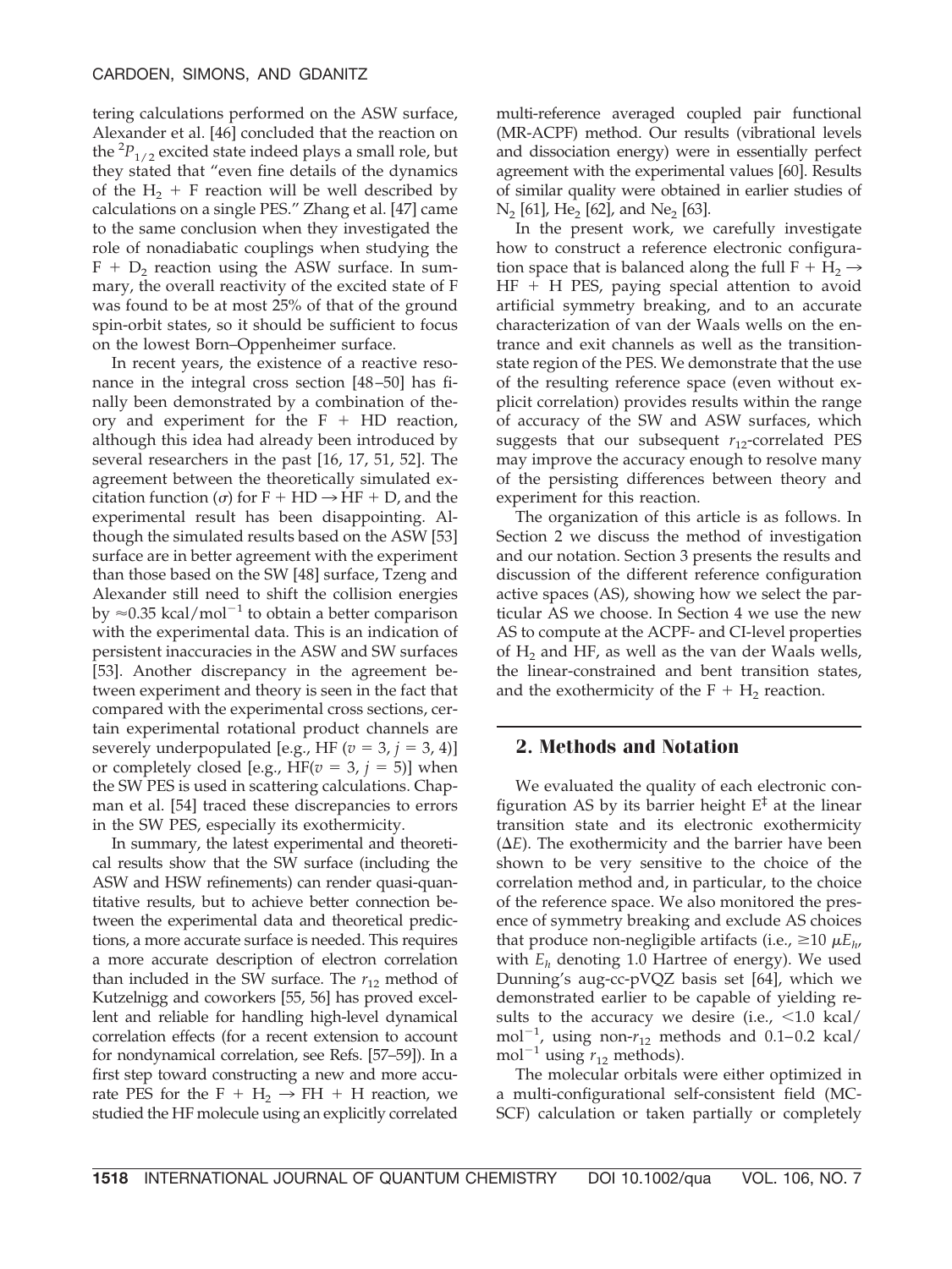tering calculations performed on the ASW surface, Alexander et al. [46] concluded that the reaction on the ${}^2P_{1/2}$ excited state indeed plays a small role, but they stated that "even fine details of the dynamics of the $H_2$ + F reaction will be well described by calculations on a single PES." Zhang et al. [47] came to the same conclusion when they investigated the role of nonadiabatic couplings when studying the F + $D_2$ reaction using the ASW surface. In summary, the overall reactivity of the excited state of F was found to be at most 25% of that of the ground spin-orbit states, so it should be sufficient to focus on the lowest Born–Oppenheimer surface.

In recent years, the existence of a reactive resonance in the integral cross section [48–50] has finally been demonstrated by a combination of theory and experiment for the F + HD reaction, although this idea had already been introduced by several researchers in the past [16, 17, 51, 52]. The agreement between the theoretically simulated excitation function ($\sigma$) for F + HD → HF + D, and the experimental result has been disappointing. Although the simulated results based on the ASW [53] surface are in better agreement with the experiment than those based on the SW [48] surface, Tzeng and Alexander still need to shift the collision energies by ≈0.35 kcal/mol$^{-1}$ to obtain a better comparison with the experimental data. This is an indication of persistent inaccuracies in the ASW and SW surfaces [53]. Another discrepancy in the agreement between experiment and theory is seen in the fact that compared with the experimental cross sections, certain experimental rotational product channels are severely underpopulated [e.g., HF ($v$ = 3, $j$ = 3, 4)] or completely closed [e.g., HF($v$ = 3, $j$ = 5)] when the SW PES is used in scattering calculations. Chapman et al. [54] traced these discrepancies to errors in the SW PES, especially its exothermicity.

In summary, the latest experimental and theoretical results show that the SW surface (including the ASW and HSW refinements) can render quasi-quantitative results, but to achieve better connection between the experimental data and theoretical predictions, a more accurate surface is needed. This requires a more accurate description of electron correlation than included in the SW surface. The $r_{12}$ method of Kutzelnigg and coworkers [55, 56] has proved excellent and reliable for handling high-level dynamical correlation effects (for a recent extension to account for nondynamical correlation, see Refs. [57–59]). In a first step toward constructing a new and more accurate PES for the F + $H_2$ → FH + H reaction, we studied the HF molecule using an explicitly correlated multi-reference averaged coupled pair functional (MR-ACPF) method. Our results (vibrational levels and dissociation energy) were in essentially perfect agreement with the experimental values [60]. Results of similar quality were obtained in earlier studies of $N_2$ [61], $He_2$ [62], and $Ne_2$ [63].

In the present work, we carefully investigate how to construct a reference electronic configuration space that is balanced along the full F + $H_2$ → HF + H PES, paying special attention to avoid artificial symmetry breaking, and to an accurate characterization of van der Waals wells on the entrance and exit channels as well as the transition-state region of the PES. We demonstrate that the use of the resulting reference space (even without explicit correlation) provides results within the range of accuracy of the SW and ASW surfaces, which suggests that our subsequent $r_{12}$-correlated PES may improve the accuracy enough to resolve many of the persisting differences between theory and experiment for this reaction.

The organization of this article is as follows. In Section 2 we discuss the method of investigation and our notation. Section 3 presents the results and discussion of the different reference configuration active spaces (AS), showing how we select the particular AS we choose. In Section 4 we use the new AS to compute at the ACPF- and CI-level properties of $H_2$ and HF, as well as the van der Waals wells, the linear-constrained and bent transition states, and the exothermicity of the F + $H_2$ reaction.

## 2. Methods and Notation

We evaluated the quality of each electronic configuration AS by its barrier height $E^{\ddagger}$ at the linear transition state and its electronic exothermicity ($\Delta E$). The exothermicity and the barrier have been shown to be very sensitive to the choice of the correlation method and, in particular, to the choice of the reference space. We also monitored the presence of symmetry breaking and exclude AS choices that produce non-negligible artifacts (i.e., ≥10 $\mu E_h$, with $E_h$ denoting 1.0 Hartree of energy). We used Dunning's aug-cc-pVQZ basis set [64], which we demonstrated earlier to be capable of yielding results to the accuracy we desire (i.e., <1.0 kcal/mol$^{-1}$, using non-$r_{12}$ methods and 0.1–0.2 kcal/mol$^{-1}$ using $r_{12}$ methods).

The molecular orbitals were either optimized in a multi-configurational self-consistent field (MC-SCF) calculation or taken partially or completely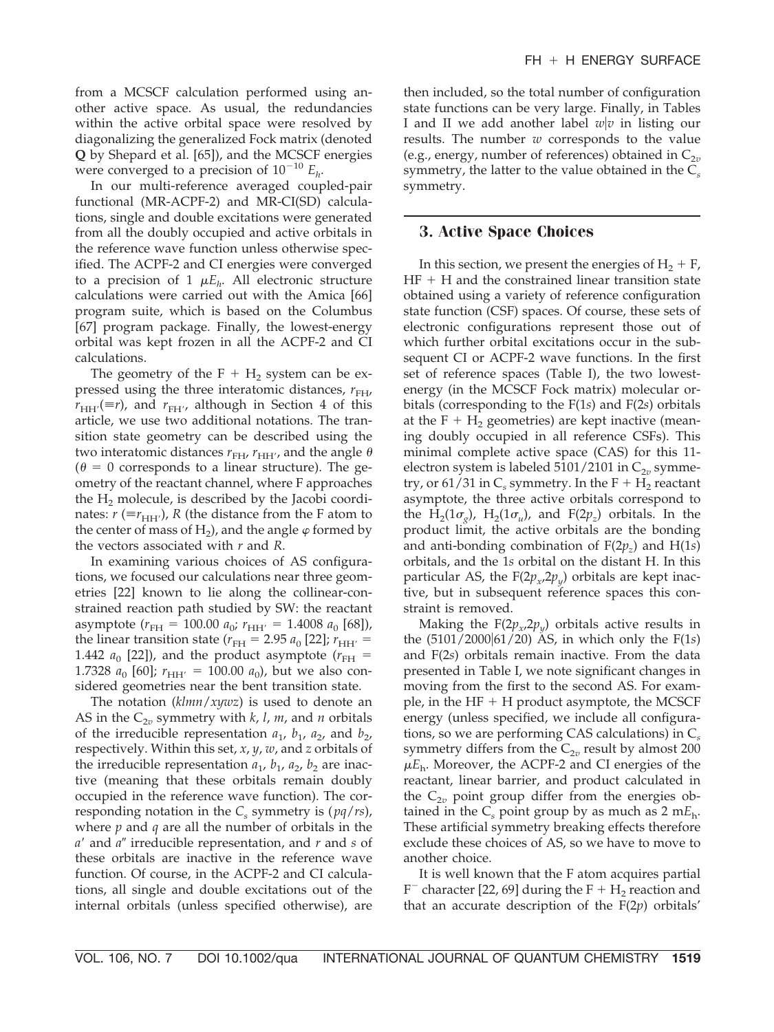from a MCSCF calculation performed using another active space. As usual, the redundancies within the active orbital space were resolved by diagonalizing the generalized Fock matrix (denoted **Q** by Shepard et al. [65]), and the MCSCF energies were converged to a precision of $10^{-10}$ $E_h$.

In our multi-reference averaged coupled-pair functional (MR-ACPF-2) and MR-CI(SD) calculations, single and double excitations were generated from all the doubly occupied and active orbitals in the reference wave function unless otherwise specified. The ACPF-2 and CI energies were converged to a precision of 1 $\mu E_h$. All electronic structure calculations were carried out with the Amica [66] program suite, which is based on the Columbus [67] program package. Finally, the lowest-energy orbital was kept frozen in all the ACPF-2 and CI calculations.

The geometry of the F + $H_2$ system can be expressed using the three interatomic distances, $r_{FH}$, $r_{HH'}(\equiv r)$, and $r_{FH'}$, although in Section 4 of this article, we use two additional notations. The transition state geometry can be described using the two interatomic distances $r_{FH}$, $r_{HH'}$, and the angle $\theta$ ($\theta = 0$ corresponds to a linear structure). The geometry of the reactant channel, where F approaches the $H_2$ molecule, is described by the Jacobi coordinates: $r$ ($\equiv r_{HH'}$), $R$ (the distance from the F atom to the center of mass of $H_2$), and the angle $\varphi$ formed by the vectors associated with $r$ and $R$.

In examining various choices of AS configurations, we focused our calculations near three geometries [22] known to lie along the collinear-constrained reaction path studied by SW: the reactant asymptote ($r_{FH}$ = 100.00 $a_0$; $r_{HH'}$ = 1.4008 $a_0$ [68]), the linear transition state ($r_{FH}$ = 2.95 $a_0$ [22]; $r_{HH'}$ = 1.442 $a_0$ [22]), and the product asymptote ($r_{FH}$ = 1.7328 $a_0$ [60]; $r_{HH'}$ = 100.00 $a_0$), but we also considered geometries near the bent transition state.

The notation ($klmn/xywz$) is used to denote an AS in the $C_{2v}$ symmetry with $k$, $l$, $m$, and $n$ orbitals of the irreducible representation $a_1$, $b_1$, $a_2$, and $b_2$, respectively. Within this set, $x$, $y$, $w$, and $z$ orbitals of the irreducible representation $a_1$, $b_1$, $a_2$, $b_2$ are inactive (meaning that these orbitals remain doubly occupied in the reference wave function). The corresponding notation in the $C_s$ symmetry is ($pq/rs$), where $p$ and $q$ are all the number of orbitals in the $a'$ and $a''$ irreducible representation, and $r$ and $s$ of these orbitals are inactive in the reference wave function. Of course, in the ACPF-2 and CI calculations, all single and double excitations out of the internal orbitals (unless specified otherwise), are then included, so the total number of configuration state functions can be very large. Finally, in Tables I and II we add another label $w|v$ in listing our results. The number $w$ corresponds to the value (e.g., energy, number of references) obtained in $C_{2v}$ symmetry, the latter to the value obtained in the $C_s$ symmetry.

## 3. Active Space Choices

In this section, we present the energies of $H_2$ + F, HF + H and the constrained linear transition state obtained using a variety of reference configuration state function (CSF) spaces. Of course, these sets of electronic configurations represent those out of which further orbital excitations occur in the subsequent CI or ACPF-2 wave functions. In the first set of reference spaces (Table I), the two lowest-energy (in the MCSCF Fock matrix) molecular orbitals (corresponding to the F(1$s$) and F(2$s$) orbitals at the F + $H_2$ geometries) are kept inactive (meaning doubly occupied in all reference CSFs). This minimal complete active space (CAS) for this 11-electron system is labeled 5101/2101 in $C_{2v}$ symmetry, or 61/31 in $C_s$ symmetry. In the F + $H_2$ reactant asymptote, the three active orbitals correspond to the $H_2(1\sigma_g)$, $H_2(1\sigma_u)$, and F(2$p_z$) orbitals. In the product limit, the active orbitals are the bonding and anti-bonding combination of F(2$p_z$) and H(1$s$) orbitals, and the 1$s$ orbital on the distant H. In this particular AS, the F(2$p_x$,2$p_y$) orbitals are kept inactive, but in subsequent reference spaces this constraint is removed.

Making the F(2$p_x$,2$p_y$) orbitals active results in the (5101/2000|61/20) AS, in which only the F(1$s$) and F(2$s$) orbitals remain inactive. From the data presented in Table I, we note significant changes in moving from the first to the second AS. For example, in the HF + H product asymptote, the MCSCF energy (unless specified, we include all configurations, so we are performing CAS calculations) in $C_s$ symmetry differs from the $C_{2v}$ result by almost 200 $\mu E_h$. Moreover, the ACPF-2 and CI energies of the reactant, linear barrier, and product calculated in the $C_{2v}$ point group differ from the energies obtained in the $C_s$ point group by as much as 2 m$E_h$. These artificial symmetry breaking effects therefore exclude these choices of AS, so we have to move to another choice.

It is well known that the F atom acquires partial $F^-$ character [22, 69] during the F + $H_2$ reaction and that an accurate description of the F(2$p$) orbitals'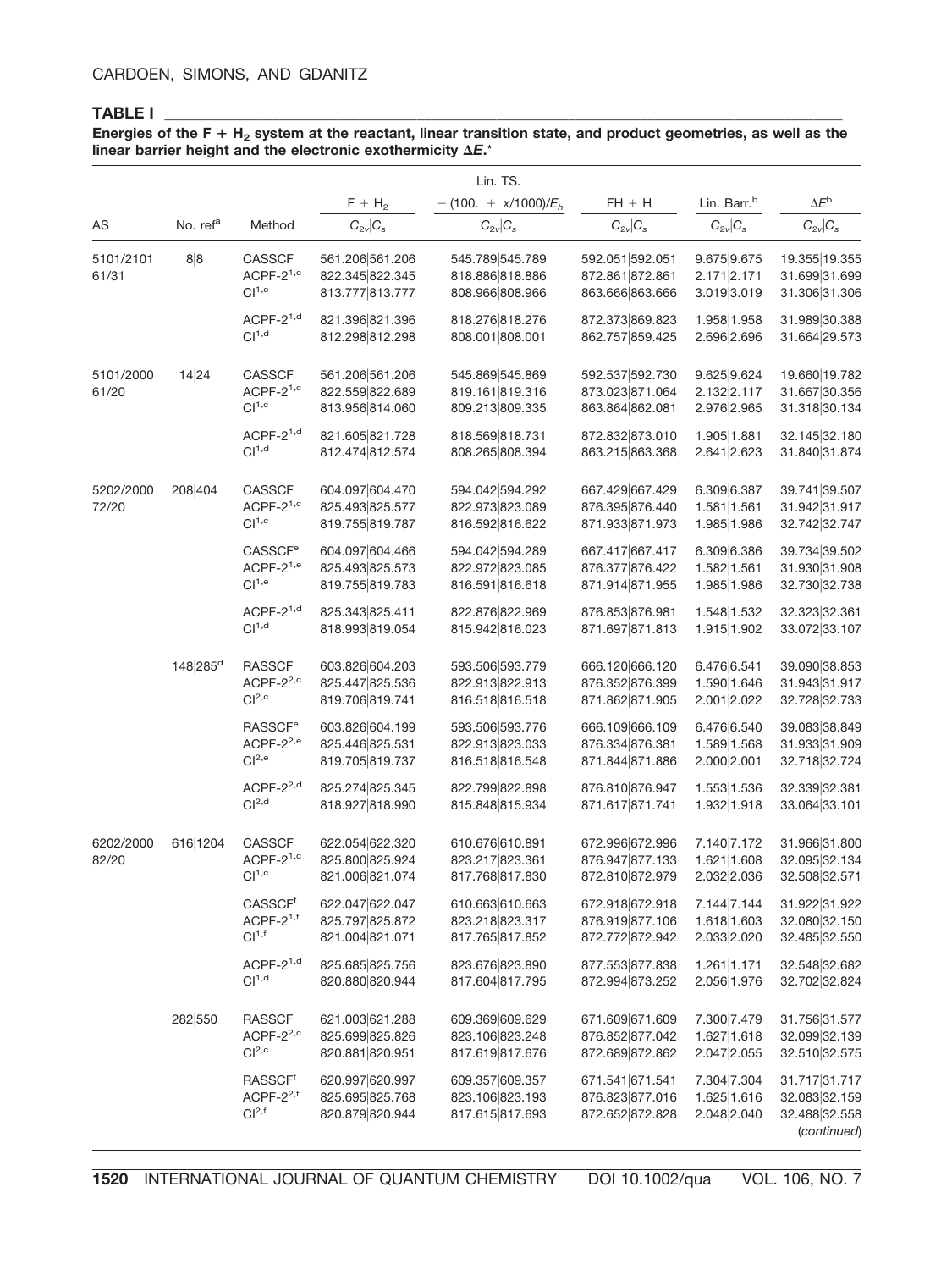**TABLE I**

**Energies of the F + $H_2$ system at the reactant, linear transition state, and product geometries, as well as the linear barrier height and the electronic exothermicity Δ*E*.***

| AS | No. ref[a] | Method | $F + H_2$ | Lin. TS. $-(100. + x/1000)/E_h$ | $FH + H$ | Lin. Barr.[b] | $\Delta E$[b] |
|---|---|---|---|---|---|---|---|
| | | | $C_{2v}\|C_s$ | $C_{2v}\|C_s$ | $C_{2v}\|C_s$ | $C_{2v}\|C_s$ | $C_{2v}\|C_s$ |
| 5101/2101 61/31 | 8\|8 | CASSCF | 561.206\|561.206 | 545.789\|545.789 | 592.051\|592.051 | 9.675\|9.675 | 19.355\|19.355 |
| | | ACPF-2[1,c] | 822.345\|822.345 | 818.886\|818.886 | 872.861\|872.861 | 2.171\|2.171 | 31.699\|31.699 |
| | | CI[1,c] | 813.777\|813.777 | 808.966\|808.966 | 863.666\|863.666 | 3.019\|3.019 | 31.306\|31.306 |
| | | ACPF-2[1,d] | 821.396\|821.396 | 818.276\|818.276 | 872.373\|869.823 | 1.958\|1.958 | 31.989\|30.388 |
| | | CI[1,d] | 812.298\|812.298 | 808.001\|808.001 | 862.757\|859.425 | 2.696\|2.696 | 31.664\|29.573 |
| 5101/2000 61/20 | 14\|24 | CASSCF | 561.206\|561.206 | 545.869\|545.869 | 592.537\|592.730 | 9.625\|9.624 | 19.660\|19.782 |
| | | ACPF-2[1,c] | 822.559\|822.689 | 819.161\|819.316 | 873.023\|871.064 | 2.132\|2.117 | 31.667\|30.356 |
| | | CI[1,c] | 813.956\|814.060 | 809.213\|809.335 | 863.864\|862.081 | 2.976\|2.965 | 31.318\|30.134 |
| | | ACPF-2[1,d] | 821.605\|821.728 | 818.569\|818.731 | 872.832\|873.010 | 1.905\|1.881 | 32.145\|32.180 |
| | | CI[1,d] | 812.474\|812.574 | 808.265\|808.394 | 863.215\|863.368 | 2.641\|2.623 | 31.840\|31.874 |
| 5202/2000 72/20 | 208\|404 | CASSCF | 604.097\|604.470 | 594.042\|594.292 | 667.429\|667.429 | 6.309\|6.387 | 39.741\|39.507 |
| | | ACPF-2[1,c] | 825.493\|825.577 | 822.973\|823.089 | 876.395\|876.440 | 1.581\|1.561 | 31.942\|31.917 |
| | | CI[1,c] | 819.755\|819.787 | 816.592\|816.622 | 871.933\|871.973 | 1.985\|1.986 | 32.742\|32.747 |
| | | CASSCF[e] | 604.097\|604.466 | 594.042\|594.289 | 667.417\|667.417 | 6.309\|6.386 | 39.734\|39.502 |
| | | ACPF-2[1,e] | 825.493\|825.573 | 822.972\|823.085 | 876.377\|876.422 | 1.582\|1.561 | 31.930\|31.908 |
| | | CI[1,e] | 819.755\|819.783 | 816.591\|816.618 | 871.914\|871.955 | 1.985\|1.986 | 32.730\|32.738 |
| | | ACPF-2[1,d] | 825.343\|825.411 | 822.876\|822.969 | 876.853\|876.981 | 1.548\|1.532 | 32.323\|32.361 |
| | | CI[1,d] | 818.993\|819.054 | 815.942\|816.023 | 871.697\|871.813 | 1.915\|1.902 | 33.072\|33.107 |
| | 148\|285[d] | RASSCF | 603.826\|604.203 | 593.506\|593.779 | 666.120\|666.120 | 6.476\|6.541 | 39.090\|38.853 |
| | | ACPF-2[2,c] | 825.447\|825.536 | 822.913\|822.913 | 876.352\|876.399 | 1.590\|1.646 | 31.943\|31.917 |
| | | CI[2,c] | 819.706\|819.741 | 816.518\|816.518 | 871.862\|871.905 | 2.001\|2.022 | 32.728\|32.733 |
| | | RASSCF[e] | 603.826\|604.199 | 593.506\|593.776 | 666.109\|666.109 | 6.476\|6.540 | 39.083\|38.849 |
| | | ACPF-2[2,e] | 825.446\|825.531 | 822.913\|823.033 | 876.334\|876.381 | 1.589\|1.568 | 31.933\|31.909 |
| | | CI[2,e] | 819.705\|819.737 | 816.518\|816.548 | 871.844\|871.886 | 2.000\|2.001 | 32.718\|32.724 |
| | | ACPF-2[2,d] | 825.274\|825.345 | 822.799\|822.898 | 876.810\|876.947 | 1.553\|1.536 | 32.339\|32.381 |
| | | CI[2,d] | 818.927\|818.990 | 815.848\|815.934 | 871.617\|871.741 | 1.932\|1.918 | 33.064\|33.101 |
| 6202/2000 82/20 | 616\|1204 | CASSCF | 622.054\|622.320 | 610.676\|610.891 | 672.996\|672.996 | 7.140\|7.172 | 31.966\|31.800 |
| | | ACPF-2[1,c] | 825.800\|825.924 | 823.217\|823.361 | 876.947\|877.133 | 1.621\|1.608 | 32.095\|32.134 |
| | | CI[1,c] | 821.006\|821.074 | 817.768\|817.830 | 872.810\|872.979 | 2.032\|2.036 | 32.508\|32.571 |
| | | CASSCF[f] | 622.047\|622.047 | 610.663\|610.663 | 672.918\|672.918 | 7.144\|7.144 | 31.922\|31.922 |
| | | ACPF-2[1,f] | 825.797\|825.872 | 823.218\|823.317 | 876.919\|877.106 | 1.618\|1.603 | 32.080\|32.150 |
| | | CI[1,f] | 821.004\|821.071 | 817.765\|817.852 | 872.772\|872.942 | 2.033\|2.020 | 32.485\|32.550 |
| | | ACPF-2[1,d] | 825.685\|825.756 | 823.676\|823.890 | 877.553\|877.838 | 1.261\|1.171 | 32.548\|32.682 |
| | | CI[1,d] | 820.880\|820.944 | 817.604\|817.795 | 872.994\|873.252 | 2.056\|1.976 | 32.702\|32.824 |
| | 282\|550 | RASSCF | 621.003\|621.288 | 609.369\|609.629 | 671.609\|671.609 | 7.300\|7.479 | 31.756\|31.577 |
| | | ACPF-2[2,c] | 825.699\|825.826 | 823.106\|823.248 | 876.852\|877.042 | 1.627\|1.618 | 32.099\|32.139 |
| | | CI[2,c] | 820.881\|820.951 | 817.619\|817.676 | 872.689\|872.862 | 2.047\|2.055 | 32.510\|32.575 |
| | | RASSCF[f] | 620.997\|620.997 | 609.357\|609.357 | 671.541\|671.541 | 7.304\|7.304 | 31.717\|31.717 |
| | | ACPF-2[2,f] | 825.695\|825.768 | 823.106\|823.193 | 876.823\|877.016 | 1.625\|1.616 | 32.083\|32.159 |
| | | CI[2,f] | 820.879\|820.944 | 817.615\|817.693 | 872.652\|872.828 | 2.048\|2.040 | 32.488\|32.558 |

(*continued*)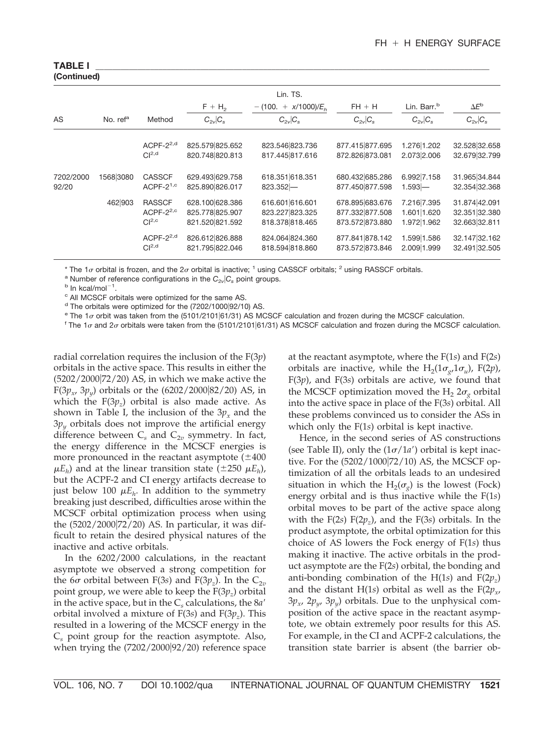**TABLE I**
**(Continued)**

| AS | No. ref[a] | Method | $F + H_2$ $C_{2v}\|C_s$ | Lin. TS. $-(100. + x/1000)/E_h$ $C_{2v}\|C_s$ | $FH + H$ $C_{2v}\|C_s$ | Lin. Barr.[b] $C_{2v}\|C_s$ | $\Delta E$[b] $C_{2v}\|C_s$ |
|---|---|---|---|---|---|---|---|
| | | ACPF-2[2,d] | 825.579\|825.652 | 823.546\|823.736 | 877.415\|877.695 | 1.276\|1.202 | 32.528\|32.658 |
| | | CI[2,d] | 820.748\|820.813 | 817.445\|817.616 | 872.826\|873.081 | 2.073\|2.006 | 32.679\|32.799 |
| 7202/2000 92/20 | 1568\|3080 | CASSCF | 629.493\|629.758 | 618.351\|618.351 | 680.432\|685.286 | 6.992\|7.158 | 31.965\|34.844 |
| | | ACPF-2[1,c] | 825.890\|826.017 | 823.352\|— | 877.450\|877.598 | 1.593\|— | 32.354\|32.368 |
| | 462\|903 | RASSCF | 628.100\|628.386 | 616.601\|616.601 | 678.895\|683.676 | 7.216\|7.395 | 31.874\|42.091 |
| | | ACPF-2[2,c] | 825.778\|825.907 | 823.227\|823.325 | 877.332\|877.508 | 1.601\|1.620 | 32.351\|32.380 |
| | | CI[2,c] | 821.520\|821.592 | 818.378\|818.465 | 873.572\|873.880 | 1.972\|1.962 | 32.663\|32.811 |
| | | ACPF-2[2,d] | 826.612\|826.888 | 824.064\|824.360 | 877.841\|878.142 | 1.599\|1.586 | 32.147\|32.162 |
| | | CI[2,d] | 821.795\|822.046 | 818.594\|818.860 | 873.572\|873.846 | 2.009\|1.999 | 32.491\|32.505 |

\* The $1\sigma$ orbital is frozen, and the $2\sigma$ orbital is inactive; [1] using CASSCF orbitals; [2] using RASSCF orbitals.

[a] Number of reference configurations in the $C_{2v}|C_s$ point groups.

[b] In kcal/mol$^{-1}$.

[c] All MCSCF orbitals were optimized for the same AS.

[d] The orbitals were optimized for the (7202/1000|92/10) AS.

[e] The $1\sigma$ orbit was taken from the (5101/2101|61/31) AS MCSCF calculation and frozen during the MCSCF calculation.

[f] The $1\sigma$ and $2\sigma$ orbitals were taken from the (5101/2101|61/31) AS MCSCF calculation and frozen during the MCSCF calculation.

radial correlation requires the inclusion of the F(3*p*) orbitals in the active space. This results in either the (5202/2000|72/20) AS, in which we make active the F($3p_x$, $3p_y$) orbitals or the (6202/2000|82/20) AS, in which the F($3p_z$) orbital is also made active. As shown in Table I, the inclusion of the $3p_x$ and the $3p_y$ orbitals does not improve the artificial energy difference between $C_s$ and $C_{2v}$ symmetry. In fact, the energy difference in the MCSCF energies is more pronounced in the reactant asymptote ($\pm 400$ $\mu E_h$) and at the linear transition state ($\pm 250$ $\mu E_h$), but the ACPF-2 and CI energy artifacts decrease to just below 100 $\mu E_h$. In addition to the symmetry breaking just described, difficulties arose within the MCSCF orbital optimization process when using the (5202/2000|72/20) AS. In particular, it was difficult to retain the desired physical natures of the inactive and active orbitals.

In the 6202/2000 calculations, in the reactant asymptote we observed a strong competition for the $6\sigma$ orbital between F(3*s*) and F($3p_z$). In the $C_{2v}$ point group, we were able to keep the F($3p_z$) orbital in the active space, but in the $C_s$ calculations, the $8a'$ orbital involved a mixture of F(3*s*) and F($3p_z$). This resulted in a lowering of the MCSCF energy in the $C_s$ point group for the reaction asymptote. Also, when trying the (7202/2000|92/20) reference space at the reactant asymptote, where the F(1*s*) and F(2*s*) orbitals are inactive, while the $H_2(1\sigma_g, 1\sigma_u)$, F(2*p*), F(3*p*), and F(3*s*) orbitals are active, we found that the MCSCF optimization moved the $H_2$ $2\sigma_g$ orbital into the active space in place of the F(3*s*) orbital. All these problems convinced us to consider the ASs in which only the F(1*s*) orbital is kept inactive.

Hence, in the second series of AS constructions (see Table II), only the ($1\sigma/1a'$) orbital is kept inactive. For the (5202/1000|72/10) AS, the MCSCF optimization of all the orbitals leads to an undesired situation in which the $H_2(\sigma_g)$ is the lowest (Fock) energy orbital and is thus inactive while the F(1*s*) orbital moves to be part of the active space along with the F(2*s*) F($2p_z$), and the F(3*s*) orbitals. In the product asymptote, the orbital optimization for this choice of AS lowers the Fock energy of F(1*s*) thus making it inactive. The active orbitals in the product asymptote are the F(2*s*) orbital, the bonding and anti-bonding combination of the H(1*s*) and F($2p_z$) and the distant H(1*s*) orbital as well as the F($2p_x$, $3p_x$, $2p_y$, $3p_y$) orbitals. Due to the unphysical composition of the active space in the reactant asymptote, we obtain extremely poor results for this AS. For example, in the CI and ACPF-2 calculations, the transition state barrier is absent (the barrier ob-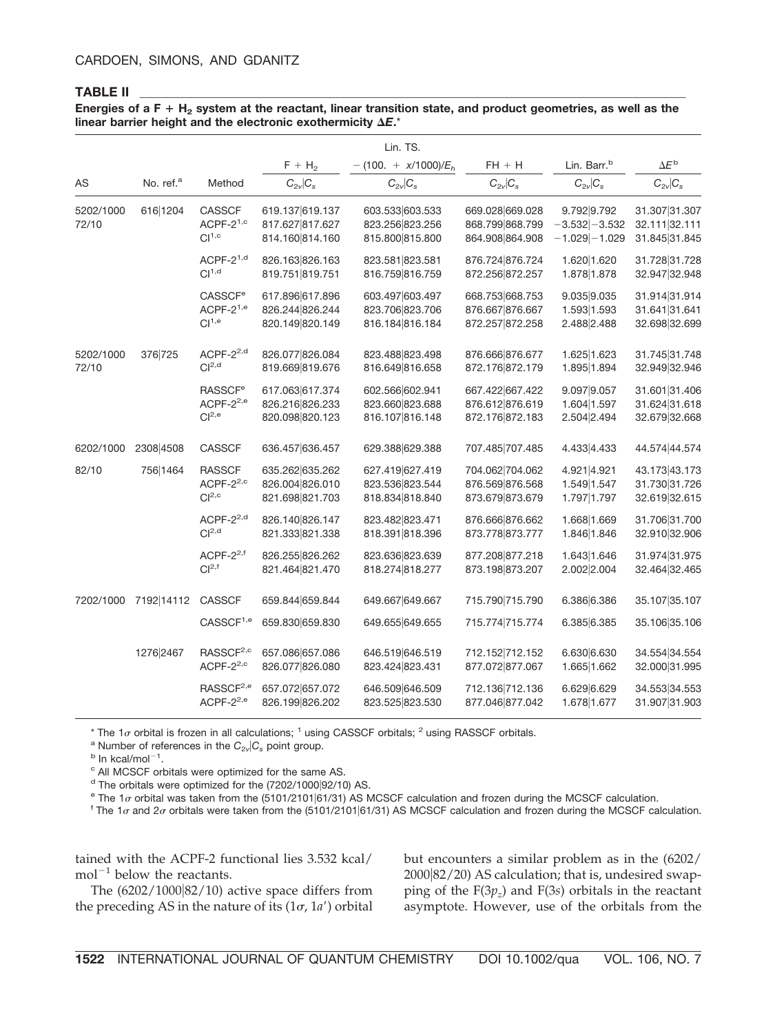**TABLE II**

**Energies of a F + $H_2$ system at the reactant, linear transition state, and product geometries, as well as the linear barrier height and the electronic exothermicity $\Delta E$.***

| AS | No. ref.[a] | Method | F + $H_2$ | Lin. TS. $-(100. + x/1000)/E_h$ | FH + H | Lin. Barr.[b] | $\Delta E$[b] |
|---|---|---|---|---|---|---|---|
| | | | $C_{2v}\|C_s$ | $C_{2v}\|C_s$ | $C_{2v}\|C_s$ | $C_{2v}\|C_s$ | $C_{2v}\|C_s$ |
| 5202/1000 72/10 | 616\|1204 | CASSCF | 619.137\|619.137 | 603.533\|603.533 | 669.028\|669.028 | 9.792\|9.792 | 31.307\|31.307 |
| | | ACPF-2[1,c] | 817.627\|817.627 | 823.256\|823.256 | 868.799\|868.799 | −3.532\|−3.532 | 32.111\|32.111 |
| | | CI[1,c] | 814.160\|814.160 | 815.800\|815.800 | 864.908\|864.908 | −1.029\|−1.029 | 31.845\|31.845 |
| | | ACPF-2[1,d] | 826.163\|826.163 | 823.581\|823.581 | 876.724\|876.724 | 1.620\|1.620 | 31.728\|31.728 |
| | | CI[1,d] | 819.751\|819.751 | 816.759\|816.759 | 872.256\|872.257 | 1.878\|1.878 | 32.947\|32.948 |
| | | CASSCF[e] | 617.896\|617.896 | 603.497\|603.497 | 668.753\|668.753 | 9.035\|9.035 | 31.914\|31.914 |
| | | ACPF-2[1,e] | 826.244\|826.244 | 823.706\|823.706 | 876.667\|876.667 | 1.593\|1.593 | 31.641\|31.641 |
| | | CI[1,e] | 820.149\|820.149 | 816.184\|816.184 | 872.257\|872.258 | 2.488\|2.488 | 32.698\|32.699 |
| 5202/1000 72/10 | 376\|725 | ACPF-2[2,d] | 826.077\|826.084 | 823.488\|823.498 | 876.666\|876.677 | 1.625\|1.623 | 31.745\|31.748 |
| | | CI[2,d] | 819.669\|819.676 | 816.649\|816.658 | 872.176\|872.179 | 1.895\|1.894 | 32.949\|32.946 |
| | | RASSCF[e] | 617.063\|617.374 | 602.566\|602.941 | 667.422\|667.422 | 9.097\|9.057 | 31.601\|31.406 |
| | | ACPF-2[2,e] | 826.216\|826.233 | 823.660\|823.688 | 876.612\|876.619 | 1.604\|1.597 | 31.624\|31.618 |
| | | CI[2,e] | 820.098\|820.123 | 816.107\|816.148 | 872.176\|872.183 | 2.504\|2.494 | 32.679\|32.668 |
| 6202/1000 | 2308\|4508 | CASSCF | 636.457\|636.457 | 629.388\|629.388 | 707.485\|707.485 | 4.433\|4.433 | 44.574\|44.574 |
| 82/10 | 756\|1464 | RASSCF | 635.262\|635.262 | 627.419\|627.419 | 704.062\|704.062 | 4.921\|4.921 | 43.173\|43.173 |
| | | ACPF-2[2,c] | 826.004\|826.010 | 823.536\|823.544 | 876.569\|876.568 | 1.549\|1.547 | 31.730\|31.726 |
| | | CI[2,c] | 821.698\|821.703 | 818.834\|818.840 | 873.679\|873.679 | 1.797\|1.797 | 32.619\|32.615 |
| | | ACPF-2[2,d] | 826.140\|826.147 | 823.482\|823.471 | 876.666\|876.662 | 1.668\|1.669 | 31.706\|31.700 |
| | | CI[2,d] | 821.333\|821.338 | 818.391\|818.396 | 873.778\|873.777 | 1.846\|1.846 | 32.910\|32.906 |
| | | ACPF-2[2,f] | 826.255\|826.262 | 823.636\|823.639 | 877.208\|877.218 | 1.643\|1.646 | 31.974\|31.975 |
| | | CI[2,f] | 821.464\|821.470 | 818.274\|818.277 | 873.198\|873.207 | 2.002\|2.004 | 32.464\|32.465 |
| 7202/1000 | 7192\|14112 | CASSCF | 659.844\|659.844 | 649.667\|649.667 | 715.790\|715.790 | 6.386\|6.386 | 35.107\|35.107 |
| | | CASSCF[1,e] | 659.830\|659.830 | 649.655\|649.655 | 715.774\|715.774 | 6.385\|6.385 | 35.106\|35.106 |
| | 1276\|2467 | RASSCF[2,c] | 657.086\|657.086 | 646.519\|646.519 | 712.152\|712.152 | 6.630\|6.630 | 34.554\|34.554 |
| | | ACPF-2[2,c] | 826.077\|826.080 | 823.424\|823.431 | 877.072\|877.067 | 1.665\|1.662 | 32.000\|31.995 |
| | | RASSCF[2,e] | 657.072\|657.072 | 646.509\|646.509 | 712.136\|712.136 | 6.629\|6.629 | 34.553\|34.553 |
| | | ACPF-2[2,e] | 826.199\|826.202 | 823.525\|823.530 | 877.046\|877.042 | 1.678\|1.677 | 31.907\|31.903 |

\* The $1\sigma$ orbital is frozen in all calculations; [1] using CASSCF orbitals; [2] using RASSCF orbitals.

[a] Number of references in the $C_{2v}|C_s$ point group.

[b] In kcal/mol$^{-1}$.

[c] All MCSCF orbitals were optimized for the same AS.

[d] The orbitals were optimized for the (7202/1000|92/10) AS.

[e] The $1\sigma$ orbital was taken from the (5101/2101|61/31) AS MCSCF calculation and frozen during the MCSCF calculation.

[f] The $1\sigma$ and $2\sigma$ orbitals were taken from the (5101/2101|61/31) AS MCSCF calculation and frozen during the MCSCF calculation.

tained with the ACPF-2 functional lies 3.532 kcal/mol$^{-1}$ below the reactants.

The (6202/1000|82/10) active space differs from the preceding AS in the nature of its $(1\sigma, 1a')$ orbital but encounters a similar problem as in the (6202/2000|82/20) AS calculation; that is, undesired swapping of the F($3p_z$) and F($3s$) orbitals in the reactant asymptote. However, use of the orbitals from the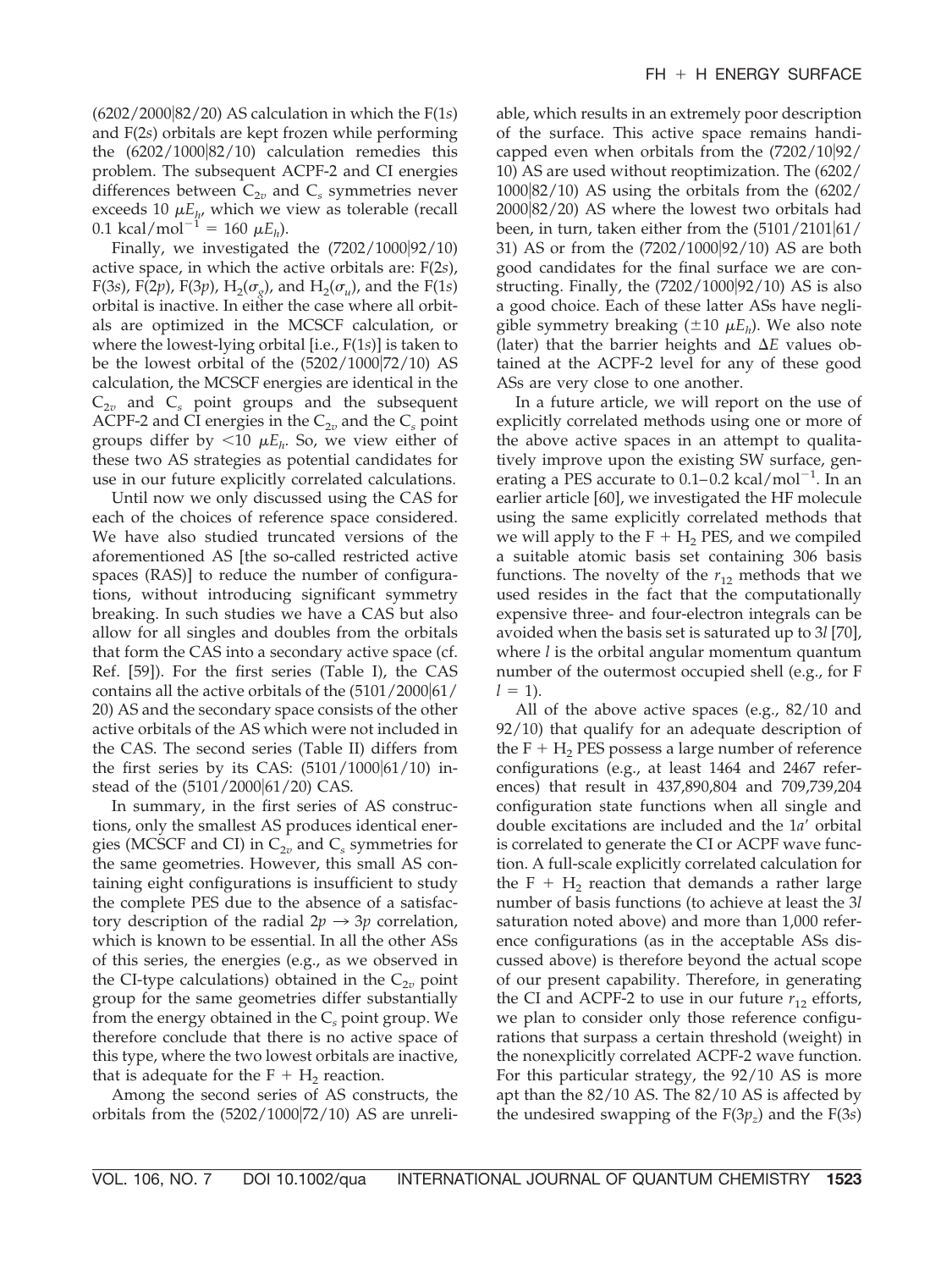(6202/2000|82/20) AS calculation in which the F(1*s*) and F(2*s*) orbitals are kept frozen while performing the (6202/1000|82/10) calculation remedies this problem. The subsequent ACPF-2 and CI energies differences between $C_{2v}$ and $C_s$ symmetries never exceeds 10 $\mu E_h$, which we view as tolerable (recall 0.1 kcal/mol$^{-1}$ = 160 $\mu E_h$).

Finally, we investigated the (7202/1000|92/10) active space, in which the active orbitals are: F(2*s*), F(3*s*), F(2*p*), F(3*p*), $H_2(\sigma_g)$, and $H_2(\sigma_u)$, and the F(1*s*) orbital is inactive. In either the case where all orbitals are optimized in the MCSCF calculation, or where the lowest-lying orbital [i.e., F(1*s*)] is taken to be the lowest orbital of the (5202/1000|72/10) AS calculation, the MCSCF energies are identical in the $C_{2v}$ and $C_s$ point groups and the subsequent ACPF-2 and CI energies in the $C_{2v}$ and the $C_s$ point groups differ by <10 $\mu E_h$. So, we view either of these two AS strategies as potential candidates for use in our future explicitly correlated calculations.

Until now we only discussed using the CAS for each of the choices of reference space considered. We have also studied truncated versions of the aforementioned AS [the so-called restricted active spaces (RAS)] to reduce the number of configurations, without introducing significant symmetry breaking. In such studies we have a CAS but also allow for all singles and doubles from the orbitals that form the CAS into a secondary active space (cf. Ref. [59]). For the first series (Table I), the CAS contains all the active orbitals of the (5101/2000|61/20) AS and the secondary space consists of the other active orbitals of the AS which were not included in the CAS. The second series (Table II) differs from the first series by its CAS: (5101/1000|61/10) instead of the (5101/2000|61/20) CAS.

In summary, in the first series of AS constructions, only the smallest AS produces identical energies (MCSCF and CI) in $C_{2v}$ and $C_s$ symmetries for the same geometries. However, this small AS containing eight configurations is insufficient to study the complete PES due to the absence of a satisfactory description of the radial $2p \rightarrow 3p$ correlation, which is known to be essential. In all the other ASs of this series, the energies (e.g., as we observed in the CI-type calculations) obtained in the $C_{2v}$ point group for the same geometries differ substantially from the energy obtained in the $C_s$ point group. We therefore conclude that there is no active space of this type, where the two lowest orbitals are inactive, that is adequate for the F + $H_2$ reaction.

Among the second series of AS constructs, the orbitals from the (5202/1000|72/10) AS are unreliable, which results in an extremely poor description of the surface. This active space remains handicapped even when orbitals from the (7202/10|92/10) AS are used without reoptimization. The (6202/1000|82/10) AS using the orbitals from the (6202/2000|82/20) AS where the lowest two orbitals had been, in turn, taken either from the (5101/2101|61/31) AS or from the (7202/1000|92/10) AS are both good candidates for the final surface we are constructing. Finally, the (7202/1000|92/10) AS is also a good choice. Each of these latter ASs have negligible symmetry breaking (±10 $\mu E_h$). We also note (later) that the barrier heights and $\Delta E$ values obtained at the ACPF-2 level for any of these good ASs are very close to one another.

In a future article, we will report on the use of explicitly correlated methods using one or more of the above active spaces in an attempt to qualitatively improve upon the existing SW surface, generating a PES accurate to 0.1–0.2 kcal/mol$^{-1}$. In an earlier article [60], we investigated the HF molecule using the same explicitly correlated methods that we will apply to the F + $H_2$ PES, and we compiled a suitable atomic basis set containing 306 basis functions. The novelty of the $r_{12}$ methods that we used resides in the fact that the computationally expensive three- and four-electron integrals can be avoided when the basis set is saturated up to 3*l* [70], where *l* is the orbital angular momentum quantum number of the outermost occupied shell (e.g., for F $l = 1$).

All of the above active spaces (e.g., 82/10 and 92/10) that qualify for an adequate description of the F + $H_2$ PES possess a large number of reference configurations (e.g., at least 1464 and 2467 references) that result in 437,890,804 and 709,739,204 configuration state functions when all single and double excitations are included and the 1*a*′ orbital is correlated to generate the CI or ACPF wave function. A full-scale explicitly correlated calculation for the F + $H_2$ reaction that demands a rather large number of basis functions (to achieve at least the 3*l* saturation noted above) and more than 1,000 reference configurations (as in the acceptable ASs discussed above) is therefore beyond the actual scope of our present capability. Therefore, in generating the CI and ACPF-2 to use in our future $r_{12}$ efforts, we plan to consider only those reference configurations that surpass a certain threshold (weight) in the nonexplicitly correlated ACPF-2 wave function. For this particular strategy, the 92/10 AS is more apt than the 82/10 AS. The 82/10 AS is affected by the undesired swapping of the F($3p_z$) and the F(3*s*)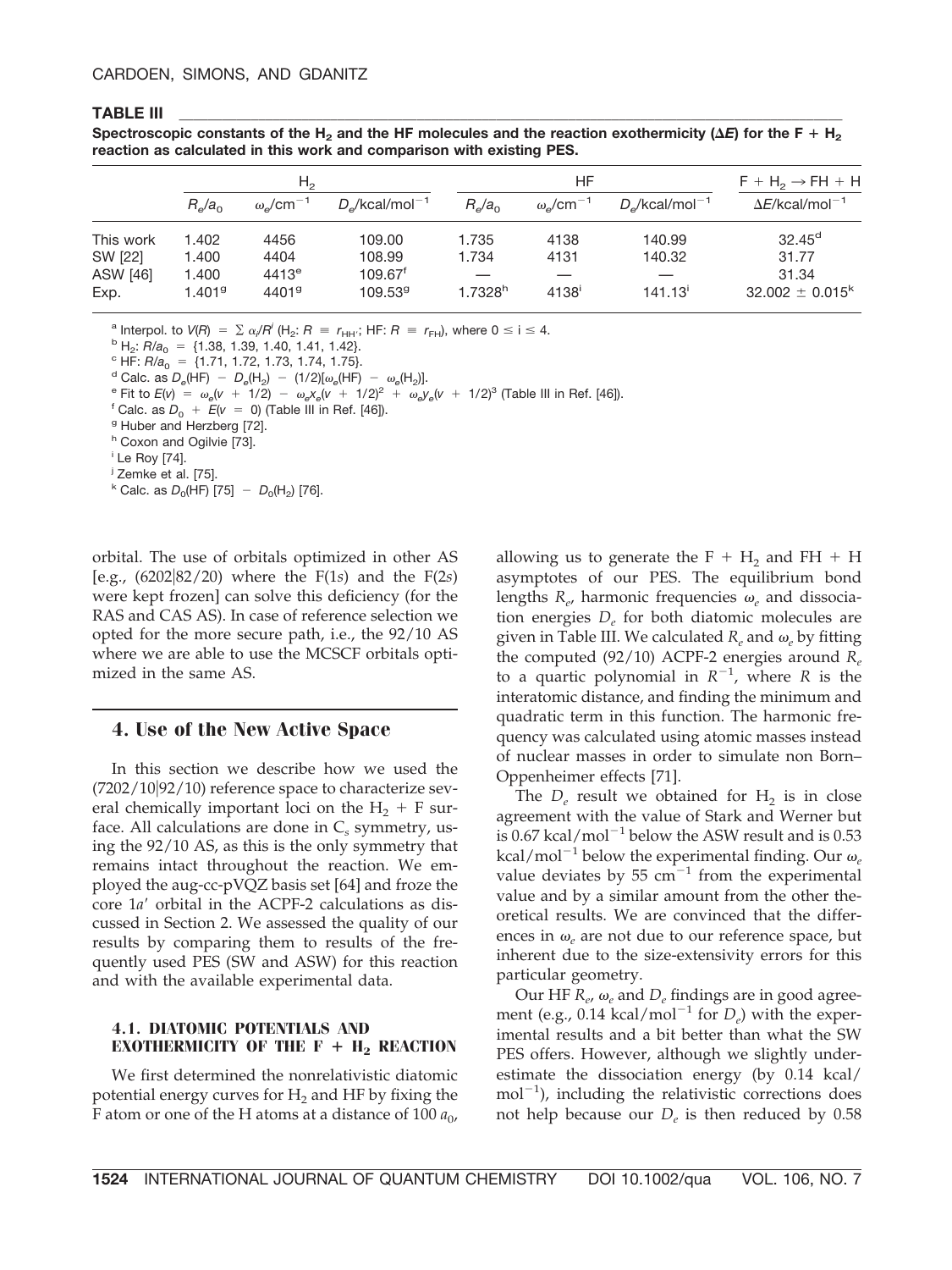**TABLE III**

**Spectroscopic constants of the $H_2$ and the HF molecules and the reaction exothermicity ($\Delta E$) for the F + $H_2$ reaction as calculated in this work and comparison with existing PES.**

| | $H_2$ | | | HF | | | $F + H_2 \rightarrow FH + H$ |
|---|---|---|---|---|---|---|---|
| | $R_e/a_0$ | $\omega_e/cm^{-1}$ | $D_e$/kcal/mol$^{-1}$ | $R_e/a_0$ | $\omega_e/cm^{-1}$ | $D_e$/kcal/mol$^{-1}$ | $\Delta E$/kcal/mol$^{-1}$ |
| This work | 1.402 | 4456 | 109.00 | 1.735 | 4138 | 140.99 | 32.45[d] |
| SW [22] | 1.400 | 4404 | 108.99 | 1.734 | 4131 | 140.32 | 31.77 |
| ASW [46] | 1.400 | 4413[e] | 109.67[f] | — | — | — | 31.34 |
| Exp. | 1.401[g] | 4401[g] | 109.53[g] | 1.7328[h] | 4138[i] | 141.13[i] | 32.002 ± 0.015[k] |

[a] Interpol. to $V(R) = \sum \alpha_i/R^i$ ($H_2$: $R \equiv r_{HH'}$; HF: $R \equiv r_{FH}$), where $0 \leq i \leq 4$.
[b] $H_2$: $R/a_0$ = {1.38, 1.39, 1.40, 1.41, 1.42}.
[c] HF: $R/a_0$ = {1.71, 1.72, 1.73, 1.74, 1.75}.
[d] Calc. as $D_e(\text{HF}) - D_e(H_2) - (1/2)[\omega_e(\text{HF}) - \omega_e(H_2)]$.
[e] Fit to $E(v) = \omega_e(v + 1/2) - \omega_e x_e(v + 1/2)^2 + \omega_e y_e(v + 1/2)^3$ (Table III in Ref. [46]).
[f] Calc. as $D_0 + E(v = 0)$ (Table III in Ref. [46]).
[g] Huber and Herzberg [72].
[h] Coxon and Ogilvie [73].
[i] Le Roy [74].
[j] Zemke et al. [75].
[k] Calc. as $D_0(\text{HF})$ [75] $- D_0(H_2)$ [76].

orbital. The use of orbitals optimized in other AS [e.g., (6202|82/20) where the F(1*s*) and the F(2*s*) were kept frozen] can solve this deficiency (for the RAS and CAS AS). In case of reference selection we opted for the more secure path, i.e., the 92/10 AS where we are able to use the MCSCF orbitals optimized in the same AS.

## 4. Use of the New Active Space

In this section we describe how we used the (7202/10|92/10) reference space to characterize several chemically important loci on the $H_2$ + F surface. All calculations are done in $C_s$ symmetry, using the 92/10 AS, as this is the only symmetry that remains intact throughout the reaction. We employed the aug-cc-pVQZ basis set [64] and froze the core $1a'$ orbital in the ACPF-2 calculations as discussed in Section 2. We assessed the quality of our results by comparing them to results of the frequently used PES (SW and ASW) for this reaction and with the available experimental data.

### 4.1. DIATOMIC POTENTIALS AND EXOTHERMICITY OF THE F + $H_2$ REACTION

We first determined the nonrelativistic diatomic potential energy curves for $H_2$ and HF by fixing the F atom or one of the H atoms at a distance of 100 $a_0$, allowing us to generate the F + $H_2$ and FH + H asymptotes of our PES. The equilibrium bond lengths $R_e$, harmonic frequencies $\omega_e$ and dissociation energies $D_e$ for both diatomic molecules are given in Table III. We calculated $R_e$ and $\omega_e$ by fitting the computed (92/10) ACPF-2 energies around $R_e$ to a quartic polynomial in $R^{-1}$, where $R$ is the interatomic distance, and finding the minimum and quadratic term in this function. The harmonic frequency was calculated using atomic masses instead of nuclear masses in order to simulate non Born–Oppenheimer effects [71].

The $D_e$ result we obtained for $H_2$ is in close agreement with the value of Stark and Werner but is 0.67 kcal/mol$^{-1}$ below the ASW result and is 0.53 kcal/mol$^{-1}$ below the experimental finding. Our $\omega_e$ value deviates by 55 cm$^{-1}$ from the experimental value and by a similar amount from the other theoretical results. We are convinced that the differences in $\omega_e$ are not due to our reference space, but inherent due to the size-extensivity errors for this particular geometry.

Our HF $R_e$, $\omega_e$ and $D_e$ findings are in good agreement (e.g., 0.14 kcal/mol$^{-1}$ for $D_e$) with the experimental results and a bit better than what the SW PES offers. However, although we slightly underestimate the dissociation energy (by 0.14 kcal/mol$^{-1}$), including the relativistic corrections does not help because our $D_e$ is then reduced by 0.58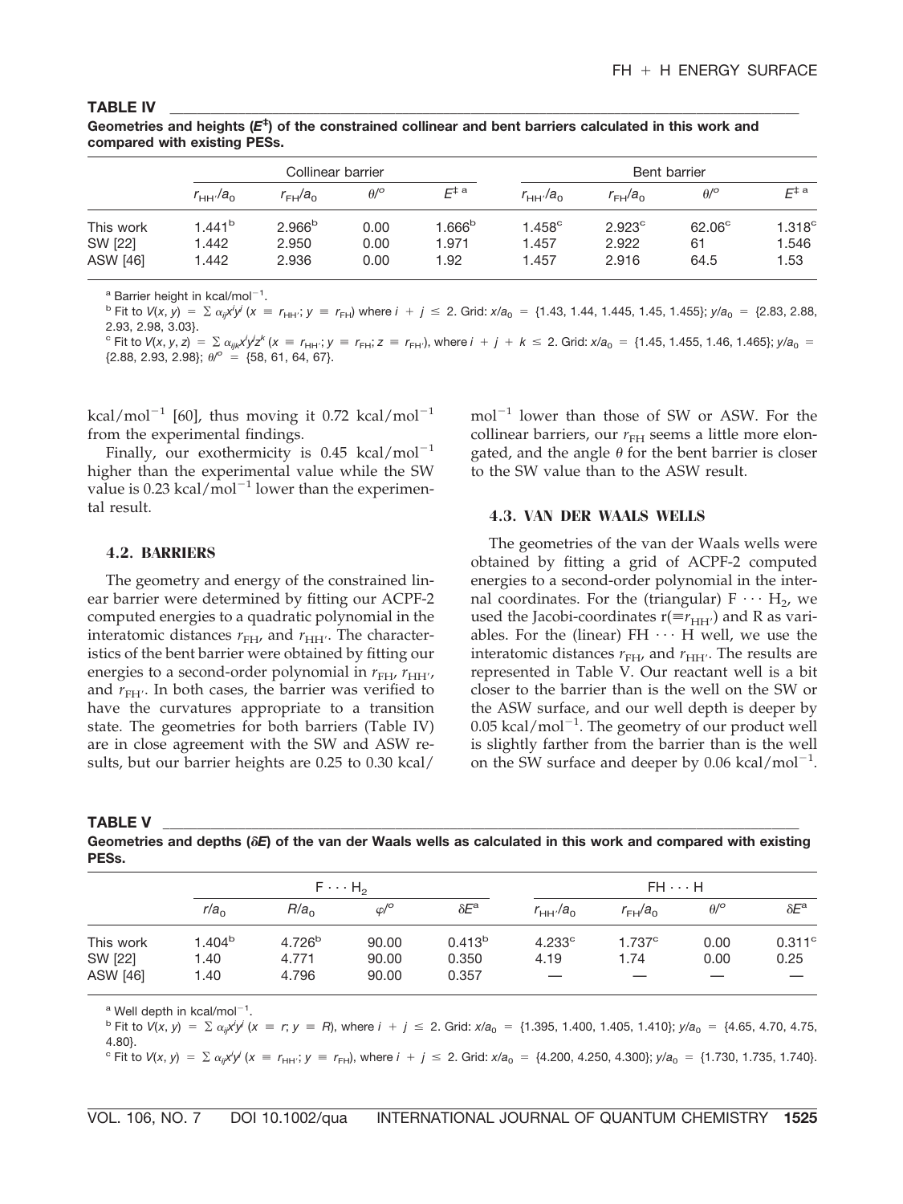**TABLE IV**

**Geometries and heights ($E^{\ddagger}$) of the constrained collinear and bent barriers calculated in this work and compared with existing PESs.**

| | Collinear barrier | | | | Bent barrier | | | |
|---|---|---|---|---|---|---|---|---|
| | $r_{HH'}/a_0$ | $r_{FH}/a_0$ | $\theta/°$ | $E^{\ddagger\,a}$ | $r_{HH'}/a_0$ | $r_{FH}/a_0$ | $\theta/°$ | $E^{\ddagger\,a}$ |
| This work | 1.441[b] | 2.966[b] | 0.00 | 1.666[b] | 1.458[c] | 2.923[c] | 62.06[c] | 1.318[c] |
| SW [22] | 1.442 | 2.950 | 0.00 | 1.971 | 1.457 | 2.922 | 61 | 1.546 |
| ASW [46] | 1.442 | 2.936 | 0.00 | 1.92 | 1.457 | 2.916 | 64.5 | 1.53 |

[a] Barrier height in kcal/mol$^{-1}$.

[b] Fit to $V(x, y) = \sum \alpha_{ij}x^iy^j$ ($x \equiv r_{HH'}$; $y \equiv r_{FH}$) where $i + j \leq 2$. Grid: $x/a_0$ = {1.43, 1.44, 1.445, 1.45, 1.455}; $y/a_0$ = {2.83, 2.88, 2.93, 2.98, 3.03}.

[c] Fit to $V(x, y, z) = \sum \alpha_{ijk}x^iy^jz^k$ ($x \equiv r_{HH'}$; $y \equiv r_{FH}$; $z \equiv r_{FH'}$), where $i + j + k \leq 2$. Grid: $x/a_0$ = {1.45, 1.455, 1.46, 1.465}; $y/a_0$ = {2.88, 2.93, 2.98}; $\theta/°$ = {58, 61, 64, 67}.

kcal/mol$^{-1}$ [60], thus moving it 0.72 kcal/mol$^{-1}$ from the experimental findings.

Finally, our exothermicity is 0.45 kcal/mol$^{-1}$ higher than the experimental value while the SW value is 0.23 kcal/mol$^{-1}$ lower than the experimental result.

### 4.2. BARRIERS

The geometry and energy of the constrained linear barrier were determined by fitting our ACPF-2 computed energies to a quadratic polynomial in the interatomic distances $r_{FH}$, and $r_{HH'}$. The characteristics of the bent barrier were obtained by fitting our energies to a second-order polynomial in $r_{FH}$, $r_{HH'}$, and $r_{FH'}$. In both cases, the barrier was verified to have the curvatures appropriate to a transition state. The geometries for both barriers (Table IV) are in close agreement with the SW and ASW results, but our barrier heights are 0.25 to 0.30 kcal/mol$^{-1}$ lower than those of SW or ASW. For the collinear barriers, our $r_{FH}$ seems a little more elongated, and the angle $\theta$ for the bent barrier is closer to the SW value than to the ASW result.

### 4.3. VAN DER WAALS WELLS

The geometries of the van der Waals wells were obtained by fitting a grid of ACPF-2 computed energies to a second-order polynomial in the internal coordinates. For the (triangular) $F \cdots H_2$, we used the Jacobi-coordinates $r(\equiv r_{HH'})$ and R as variables. For the (linear) $FH \cdots H$ well, we use the interatomic distances $r_{FH}$, and $r_{HH'}$. The results are represented in Table V. Our reactant well is a bit closer to the barrier than is the well on the SW or the ASW surface, and our well depth is deeper by 0.05 kcal/mol$^{-1}$. The geometry of our product well is slightly farther from the barrier than is the well on the SW surface and deeper by 0.06 kcal/mol$^{-1}$.

**TABLE V**

**Geometries and depths ($\delta E$) of the van der Waals wells as calculated in this work and compared with existing PESs.**

| | $F \cdots H_2$ | | | | $FH \cdots H$ | | | |
|---|---|---|---|---|---|---|---|---|
| | $r/a_0$ | $R/a_0$ | $\varphi/°$ | $\delta E^a$ | $r_{HH'}/a_0$ | $r_{FH}/a_0$ | $\theta/°$ | $\delta E^a$ |
| This work | 1.404[b] | 4.726[b] | 90.00 | 0.413[b] | 4.233[c] | 1.737[c] | 0.00 | 0.311[c] |
| SW [22] | 1.40 | 4.771 | 90.00 | 0.350 | 4.19 | 1.74 | 0.00 | 0.25 |
| ASW [46] | 1.40 | 4.796 | 90.00 | 0.357 | — | — | — | — |

[a] Well depth in kcal/mol$^{-1}$.

[b] Fit to $V(x, y) = \sum \alpha_{ij}x^iy^j$ ($x \equiv r$; $y \equiv R$), where $i + j \leq 2$. Grid: $x/a_0$ = {1.395, 1.400, 1.405, 1.410}; $y/a_0$ = {4.65, 4.70, 4.75, 4.80}.

[c] Fit to $V(x, y) = \sum \alpha_{ij}x^iy^j$ ($x \equiv r_{HH'}$; $y \equiv r_{FH}$), where $i + j \leq 2$. Grid: $x/a_0$ = {4.200, 4.250, 4.300}; $y/a_0$ = {1.730, 1.735, 1.740}.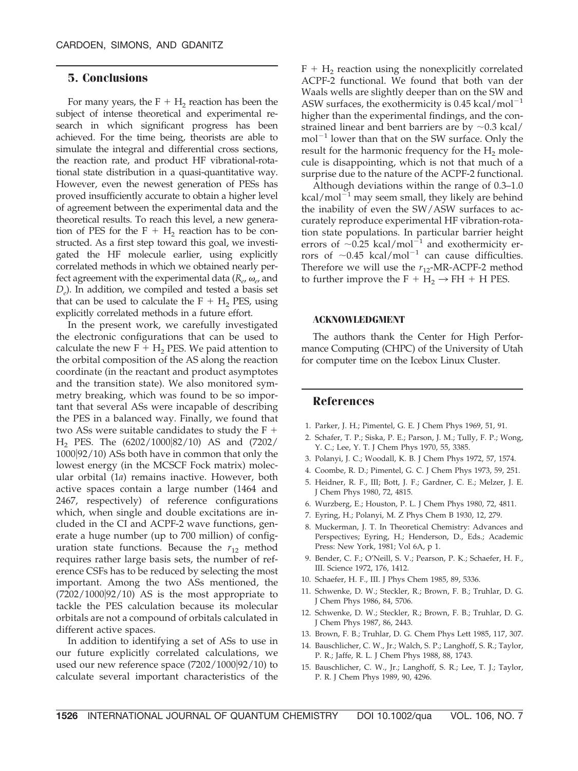## 5. Conclusions

For many years, the $F + H_2$ reaction has been the subject of intense theoretical and experimental research in which significant progress has been achieved. For the time being, theorists are able to simulate the integral and differential cross sections, the reaction rate, and product HF vibrational-rotational state distribution in a quasi-quantitative way. However, even the newest generation of PESs has proved insufficiently accurate to obtain a higher level of agreement between the experimental data and the theoretical results. To reach this level, a new generation of PES for the $F + H_2$ reaction has to be constructed. As a first step toward this goal, we investigated the HF molecule earlier, using explicitly correlated methods in which we obtained nearly perfect agreement with the experimental data ($R_e$, $\omega_e$, and $D_e$). In addition, we compiled and tested a basis set that can be used to calculate the $F + H_2$ PES, using explicitly correlated methods in a future effort.

In the present work, we carefully investigated the electronic configurations that can be used to calculate the new $F + H_2$ PES. We paid attention to the orbital composition of the AS along the reaction coordinate (in the reactant and product asymptotes and the transition state). We also monitored symmetry breaking, which was found to be so important that several ASs were incapable of describing the PES in a balanced way. Finally, we found that two ASs were suitable candidates to study the $F + H_2$ PES. The (6202/1000|82/10) AS and (7202/1000|92/10) ASs both have in common that only the lowest energy (in the MCSCF Fock matrix) molecular orbital (1*a*) remains inactive. However, both active spaces contain a large number (1464 and 2467, respectively) of reference configurations which, when single and double excitations are included in the CI and ACPF-2 wave functions, generate a huge number (up to 700 million) of configuration state functions. Because the $r_{12}$ method requires rather large basis sets, the number of reference CSFs has to be reduced by selecting the most important. Among the two ASs mentioned, the (7202/1000|92/10) AS is the most appropriate to tackle the PES calculation because its molecular orbitals are not a compound of orbitals calculated in different active spaces.

In addition to identifying a set of ASs to use in our future explicitly correlated calculations, we used our new reference space (7202/1000|92/10) to calculate several important characteristics of the $F + H_2$ reaction using the nonexplicitly correlated ACPF-2 functional. We found that both van der Waals wells are slightly deeper than on the SW and ASW surfaces, the exothermicity is 0.45 $\text{kcal/mol}^{-1}$ higher than the experimental findings, and the constrained linear and bent barriers are by $\sim$0.3 kcal/$\text{mol}^{-1}$ lower than that on the SW surface. Only the result for the harmonic frequency for the $H_2$ molecule is disappointing, which is not that much of a surprise due to the nature of the ACPF-2 functional.

Although deviations within the range of 0.3–1.0 $\text{kcal/mol}^{-1}$ may seem small, they likely are behind the inability of even the SW/ASW surfaces to accurately reproduce experimental HF vibration-rotation state populations. In particular barrier height errors of $\sim$0.25 $\text{kcal/mol}^{-1}$ and exothermicity errors of $\sim$0.45 $\text{kcal/mol}^{-1}$ can cause difficulties. Therefore we will use the $r_{12}$-MR-ACPF-2 method to further improve the $F + H_2 \rightarrow FH + H$ PES.

### ACKNOWLEDGMENT

The authors thank the Center for High Performance Computing (CHPC) of the University of Utah for computer time on the Icebox Linux Cluster.

## References

1. Parker, J. H.; Pimentel, G. E. J Chem Phys 1969, 51, 91.
2. Schafer, T. P.; Siska, P. E.; Parson, J. M.; Tully, F. P.; Wong, Y. C.; Lee, Y. T. J Chem Phys 1970, 55, 3385.
3. Polanyi, J. C.; Woodall, K. B. J Chem Phys 1972, 57, 1574.
4. Coombe, R. D.; Pimentel, G. C. J Chem Phys 1973, 59, 251.
5. Heidner, R. F., III; Bott, J. F.; Gardner, C. E.; Melzer, J. E. J Chem Phys 1980, 72, 4815.
6. Wurzberg, E.; Houston, P. L. J Chem Phys 1980, 72, 4811.
7. Eyring, H.; Polanyi, M. Z Phys Chem B 1930, 12, 279.
8. Muckerman, J. T. In Theoretical Chemistry: Advances and Perspectives; Eyring, H.; Henderson, D., Eds.; Academic Press: New York, 1981; Vol 6A, p 1.
9. Bender, C. F.; O'Neill, S. V.; Pearson, P. K.; Schaefer, H. F., III. Science 1972, 176, 1412.
10. Schaefer, H. F., III. J Phys Chem 1985, 89, 5336.
11. Schwenke, D. W.; Steckler, R.; Brown, F. B.; Truhlar, D. G. J Chem Phys 1986, 84, 5706.
12. Schwenke, D. W.; Steckler, R.; Brown, F. B.; Truhlar, D. G. J Chem Phys 1987, 86, 2443.
13. Brown, F. B.; Truhlar, D. G. Chem Phys Lett 1985, 117, 307.
14. Bauschlicher, C. W., Jr.; Walch, S. P.; Langhoff, S. R.; Taylor, P. R.; Jaffe, R. L. J Chem Phys 1988, 88, 1743.
15. Bauschlicher, C. W., Jr.; Langhoff, S. R.; Lee, T. J.; Taylor, P. R. J Chem Phys 1989, 90, 4296.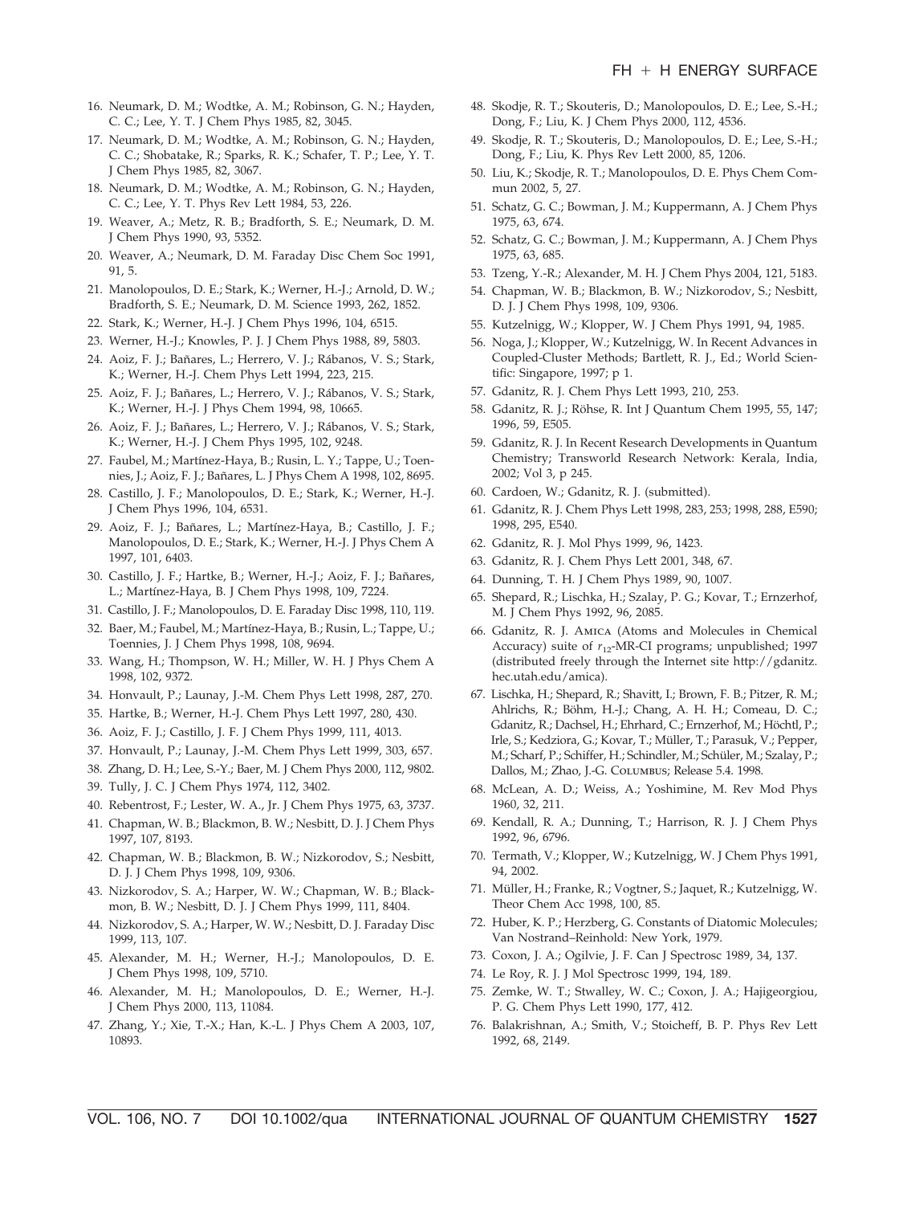16. Neumark, D. M.; Wodtke, A. M.; Robinson, G. N.; Hayden, C. C.; Lee, Y. T. J Chem Phys 1985, 82, 3045.
17. Neumark, D. M.; Wodtke, A. M.; Robinson, G. N.; Hayden, C. C.; Shobatake, R.; Sparks, R. K.; Schafer, T. P.; Lee, Y. T. J Chem Phys 1985, 82, 3067.
18. Neumark, D. M.; Wodtke, A. M.; Robinson, G. N.; Hayden, C. C.; Lee, Y. T. Phys Rev Lett 1984, 53, 226.
19. Weaver, A.; Metz, R. B.; Bradforth, S. E.; Neumark, D. M. J Chem Phys 1990, 93, 5352.
20. Weaver, A.; Neumark, D. M. Faraday Disc Chem Soc 1991, 91, 5.
21. Manolopoulos, D. E.; Stark, K.; Werner, H.-J.; Arnold, D. W.; Bradforth, S. E.; Neumark, D. M. Science 1993, 262, 1852.
22. Stark, K.; Werner, H.-J. J Chem Phys 1996, 104, 6515.
23. Werner, H.-J.; Knowles, P. J. J Chem Phys 1988, 89, 5803.
24. Aoiz, F. J.; Bañares, L.; Herrero, V. J.; Rábanos, V. S.; Stark, K.; Werner, H.-J. Chem Phys Lett 1994, 223, 215.
25. Aoiz, F. J.; Bañares, L.; Herrero, V. J.; Rábanos, V. S.; Stark, K.; Werner, H.-J. J Phys Chem 1994, 98, 10665.
26. Aoiz, F. J.; Bañares, L.; Herrero, V. J.; Rábanos, V. S.; Stark, K.; Werner, H.-J. J Chem Phys 1995, 102, 9248.
27. Faubel, M.; Martínez-Haya, B.; Rusin, L. Y.; Tappe, U.; Toennies, J.; Aoiz, F. J.; Bañares, L. J Phys Chem A 1998, 102, 8695.
28. Castillo, J. F.; Manolopoulos, D. E.; Stark, K.; Werner, H.-J. J Chem Phys 1996, 104, 6531.
29. Aoiz, F. J.; Bañares, L.; Martínez-Haya, B.; Castillo, J. F.; Manolopoulos, D. E.; Stark, K.; Werner, H.-J. J Phys Chem A 1997, 101, 6403.
30. Castillo, J. F.; Hartke, B.; Werner, H.-J.; Aoiz, F. J.; Bañares, L.; Martínez-Haya, B. J Chem Phys 1998, 109, 7224.
31. Castillo, J. F.; Manolopoulos, D. E. Faraday Disc 1998, 110, 119.
32. Baer, M.; Faubel, M.; Martínez-Haya, B.; Rusin, L.; Tappe, U.; Toennies, J. J Chem Phys 1998, 108, 9694.
33. Wang, H.; Thompson, W. H.; Miller, W. H. J Phys Chem A 1998, 102, 9372.
34. Honvault, P.; Launay, J.-M. Chem Phys Lett 1998, 287, 270.
35. Hartke, B.; Werner, H.-J. Chem Phys Lett 1997, 280, 430.
36. Aoiz, F. J.; Castillo, J. F. J Chem Phys 1999, 111, 4013.
37. Honvault, P.; Launay, J.-M. Chem Phys Lett 1999, 303, 657.
38. Zhang, D. H.; Lee, S.-Y.; Baer, M. J Chem Phys 2000, 112, 9802.
39. Tully, J. C. J Chem Phys 1974, 112, 3402.
40. Rebentrost, F.; Lester, W. A., Jr. J Chem Phys 1975, 63, 3737.
41. Chapman, W. B.; Blackmon, B. W.; Nesbitt, D. J. J Chem Phys 1997, 107, 8193.
42. Chapman, W. B.; Blackmon, B. W.; Nizkorodov, S.; Nesbitt, D. J. J Chem Phys 1998, 109, 9306.
43. Nizkorodov, S. A.; Harper, W. W.; Chapman, W. B.; Blackmon, B. W.; Nesbitt, D. J. J Chem Phys 1999, 111, 8404.
44. Nizkorodov, S. A.; Harper, W. W.; Nesbitt, D. J. Faraday Disc 1999, 113, 107.
45. Alexander, M. H.; Werner, H.-J.; Manolopoulos, D. E. J Chem Phys 1998, 109, 5710.
46. Alexander, M. H.; Manolopoulos, D. E.; Werner, H.-J. J Chem Phys 2000, 113, 11084.
47. Zhang, Y.; Xie, T.-X.; Han, K.-L. J Phys Chem A 2003, 107, 10893.
48. Skodje, R. T.; Skouteris, D.; Manolopoulos, D. E.; Lee, S.-H.; Dong, F.; Liu, K. J Chem Phys 2000, 112, 4536.
49. Skodje, R. T.; Skouteris, D.; Manolopoulos, D. E.; Lee, S.-H.; Dong, F.; Liu, K. Phys Rev Lett 2000, 85, 1206.
50. Liu, K.; Skodje, R. T.; Manolopoulos, D. E. Phys Chem Commun 2002, 5, 27.
51. Schatz, G. C.; Bowman, J. M.; Kuppermann, A. J Chem Phys 1975, 63, 674.
52. Schatz, G. C.; Bowman, J. M.; Kuppermann, A. J Chem Phys 1975, 63, 685.
53. Tzeng, Y.-R.; Alexander, M. H. J Chem Phys 2004, 121, 5183.
54. Chapman, W. B.; Blackmon, B. W.; Nizkorodov, S.; Nesbitt, D. J. J Chem Phys 1998, 109, 9306.
55. Kutzelnigg, W.; Klopper, W. J Chem Phys 1991, 94, 1985.
56. Noga, J.; Klopper, W.; Kutzelnigg, W. In Recent Advances in Coupled-Cluster Methods; Bartlett, R. J., Ed.; World Scientific: Singapore, 1997; p 1.
57. Gdanitz, R. J. Chem Phys Lett 1993, 210, 253.
58. Gdanitz, R. J.; Röhse, R. Int J Quantum Chem 1995, 55, 147; 1996, 59, E505.
59. Gdanitz, R. J. In Recent Research Developments in Quantum Chemistry; Transworld Research Network: Kerala, India, 2002; Vol 3, p 245.
60. Cardoen, W.; Gdanitz, R. J. (submitted).
61. Gdanitz, R. J. Chem Phys Lett 1998, 283, 253; 1998, 288, E590; 1998, 295, E540.
62. Gdanitz, R. J. Mol Phys 1999, 96, 1423.
63. Gdanitz, R. J. Chem Phys Lett 2001, 348, 67.
64. Dunning, T. H. J Chem Phys 1989, 90, 1007.
65. Shepard, R.; Lischka, H.; Szalay, P. G.; Kovar, T.; Ernzerhof, M. J Chem Phys 1992, 96, 2085.
66. Gdanitz, R. J. Amica (Atoms and Molecules in Chemical Accuracy) suite of $r_{12}$-MR-CI programs; unpublished; 1997 (distributed freely through the Internet site http://gdanitz.hec.utah.edu/amica).
67. Lischka, H.; Shepard, R.; Shavitt, I.; Brown, F. B.; Pitzer, R. M.; Ahlrichs, R.; Böhm, H.-J.; Chang, A. H. H.; Comeau, D. C.; Gdanitz, R.; Dachsel, H.; Ehrhard, C.; Ernzerhof, M.; Höchtl, P.; Irle, S.; Kedziora, G.; Kovar, T.; Müller, T.; Parasuk, V.; Pepper, M.; Scharf, P.; Schiffer, H.; Schindler, M.; Schüler, M.; Szalay, P.; Dallos, M.; Zhao, J.-G. Columbus; Release 5.4. 1998.
68. McLean, A. D.; Weiss, A.; Yoshimine, M. Rev Mod Phys 1960, 32, 211.
69. Kendall, R. A.; Dunning, T.; Harrison, R. J. J Chem Phys 1992, 96, 6796.
70. Termath, V.; Klopper, W.; Kutzelnigg, W. J Chem Phys 1991, 94, 2002.
71. Müller, H.; Franke, R.; Vogtner, S.; Jaquet, R.; Kutzelnigg, W. Theor Chem Acc 1998, 100, 85.
72. Huber, K. P.; Herzberg, G. Constants of Diatomic Molecules; Van Nostrand–Reinhold: New York, 1979.
73. Coxon, J. A.; Ogilvie, J. F. Can J Spectrosc 1989, 34, 137.
74. Le Roy, R. J. J Mol Spectrosc 1999, 194, 189.
75. Zemke, W. T.; Stwalley, W. C.; Coxon, J. A.; Hajigeorgiou, P. G. Chem Phys Lett 1990, 177, 412.
76. Balakrishnan, A.; Smith, V.; Stoicheff, B. P. Phys Rev Lett 1992, 68, 2149.